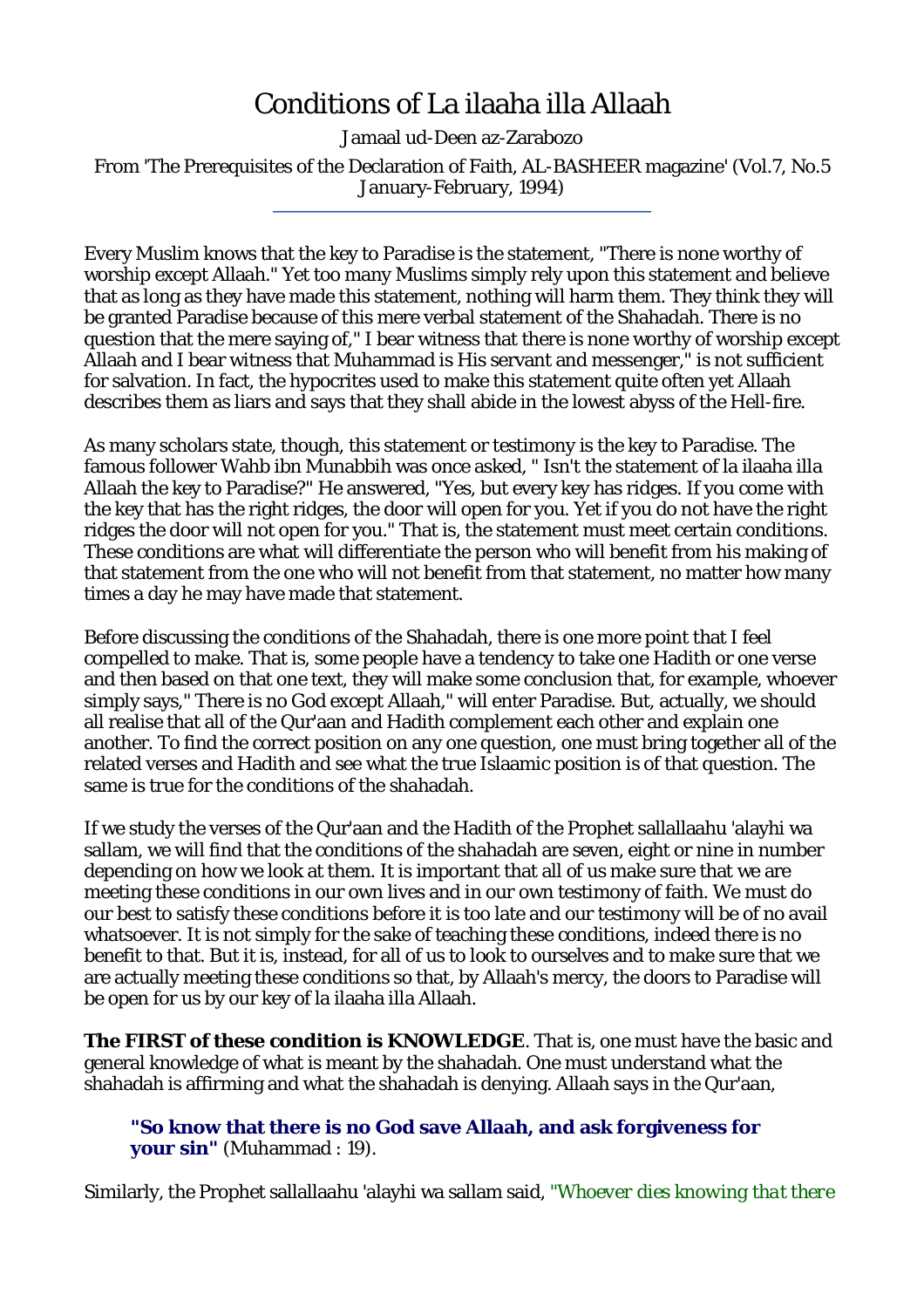# Conditions of La ilaaha illa Allaah

Jamaal ud-Deen az-Zarabozo

From 'The Prerequisites of the Declaration of Faith, AL-BASHEER magazine' (Vol.7, No.5 January-February, 1994)

---

Every Muslim knows that the key to Paradise is the statement, "There is none worthy of worship except Allaah." Yet too many Muslims simply rely upon this statement and believe that as long as they have made this statement, nothing will harm them. They think they will be granted Paradise because of this mere verbal statement of the Shahadah. There is no question that the mere saying of," I bear witness that there is none worthy of worship except Allaah and I bear witness that Muhammad is His servant and messenger," is not sufficient for salvation. In fact, the hypocrites used to make this statement quite often yet Allaah describes them as liars and says that they shall abide in the lowest abyss of the Hell-fire.

As many scholars state, though, this statement or testimony is the key to Paradise. The famous follower Wahb ibn Munabbih was once asked, " Isn't the statement of la ilaaha illa Allaah the key to Paradise?" He answered, "Yes, but every key has ridges. If you come with the key that has the right ridges, the door will open for you. Yet if you do not have the right ridges the door will not open for you." That is, the statement must meet certain conditions. These conditions are what will differentiate the person who will benefit from his making of that statement from the one who will not benefit from that statement, no matter how many times a day he may have made that statement.

Before discussing the conditions of the Shahadah, there is one more point that I feel compelled to make. That is, some people have a tendency to take one Hadith or one verse and then based on that one text, they will make some conclusion that, for example, whoever simply says," There is no God except Allaah," will enter Paradise. But, actually, we should all realise that all of the Qur'aan and Hadith complement each other and explain one another. To find the correct position on any one question, one must bring together all of the related verses and Hadith and see what the true Islaamic position is of that question. The same is true for the conditions of the shahadah.

If we study the verses of the Qur'aan and the Hadith of the Prophet sallallaahu 'alayhi wa sallam, we will find that the conditions of the shahadah are seven, eight or nine in number depending on how we look at them. It is important that all of us make sure that we are meeting these conditions in our own lives and in our own testimony of faith. We must do our best to satisfy these conditions before it is too late and our testimony will be of no avail whatsoever. It is not simply for the sake of teaching these conditions, indeed there is no benefit to that. But it is, instead, for all of us to look to ourselves and to make sure that we are actually meeting these conditions so that, by Allaah's mercy, the doors to Paradise will be open for us by our key of la ilaaha illa Allaah.

**The FIRST of these condition is KNOWLEDGE**. That is, one must have the basic and general knowledge of what is meant by the shahadah. One must understand what the shahadah is affirming and what the shahadah is denying. Allaah says in the Qur'aan,

> **"So know that there is no God save Allaah, and ask forgiveness for your sin"** (Muhammad : 19).

Similarly, the Prophet sallallaahu 'alayhi wa sallam said, *"Whoever dies knowing that there*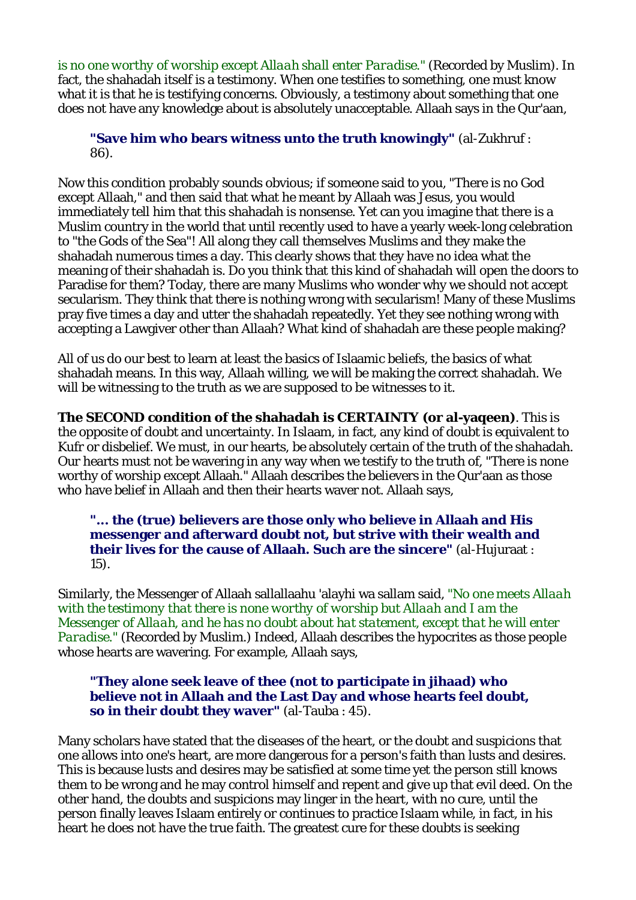*is no one worthy of worship except Allaah shall enter Paradise."* (Recorded by Muslim). In fact, the shahadah itself is a testimony. When one testifies to something, one must know what it is that he is testifying concerns. Obviously, a testimony about something that one does not have any knowledge about is absolutely unacceptable. Allaah says in the Qur'aan,

> **"Save him who bears witness unto the truth knowingly"** (al-Zukhruf : 86).

Now this condition probably sounds obvious; if someone said to you, "There is no God except Allaah," and then said that what he meant by Allaah was Jesus, you would immediately tell him that this shahadah is nonsense. Yet can you imagine that there is a Muslim country in the world that until recently used to have a yearly week-long celebration to "the Gods of the Sea"! All along they call themselves Muslims and they make the shahadah numerous times a day. This clearly shows that they have no idea what the meaning of their shahadah is. Do you think that this kind of shahadah will open the doors to Paradise for them? Today, there are many Muslims who wonder why we should not accept secularism. They think that there is nothing wrong with secularism! Many of these Muslims pray five times a day and utter the shahadah repeatedly. Yet they see nothing wrong with accepting a Lawgiver other than Allaah? What kind of shahadah are these people making?

All of us do our best to learn at least the basics of Islaamic beliefs, the basics of what shahadah means. In this way, Allaah willing, we will be making the correct shahadah. We will be witnessing to the truth as we are supposed to be witnesses to it.

**The SECOND condition of the shahadah is CERTAINTY (or al-yaqeen)**. This is the opposite of doubt and uncertainty. In Islaam, in fact, any kind of doubt is equivalent to Kufr or disbelief. We must, in our hearts, be absolutely certain of the truth of the shahadah. Our hearts must not be wavering in any way when we testify to the truth of, "There is none worthy of worship except Allaah." Allaah describes the believers in the Qur'aan as those who have belief in Allaah and then their hearts waver not. Allaah says,

> **"... the (true) believers are those only who believe in Allaah and His messenger and afterward doubt not, but strive with their wealth and their lives for the cause of Allaah. Such are the sincere"** (al-Hujuraat : 15).

Similarly, the Messenger of Allaah sallallaahu 'alayhi wa sallam said, *"No one meets Allaah with the testimony that there is none worthy of worship but Allaah and I am the Messenger of Allaah, and he has no doubt about hat statement, except that he will enter Paradise."* (Recorded by Muslim.) Indeed, Allaah describes the hypocrites as those people whose hearts are wavering. For example, Allaah says,

> **"They alone seek leave of thee (not to participate in jihaad) who believe not in Allaah and the Last Day and whose hearts feel doubt, so in their doubt they waver"** (al-Tauba : 45).

Many scholars have stated that the diseases of the heart, or the doubt and suspicions that one allows into one's heart, are more dangerous for a person's faith than lusts and desires. This is because lusts and desires may be satisfied at some time yet the person still knows them to be wrong and he may control himself and repent and give up that evil deed. On the other hand, the doubts and suspicions may linger in the heart, with no cure, until the person finally leaves Islaam entirely or continues to practice Islaam while, in fact, in his heart he does not have the true faith. The greatest cure for these doubts is seeking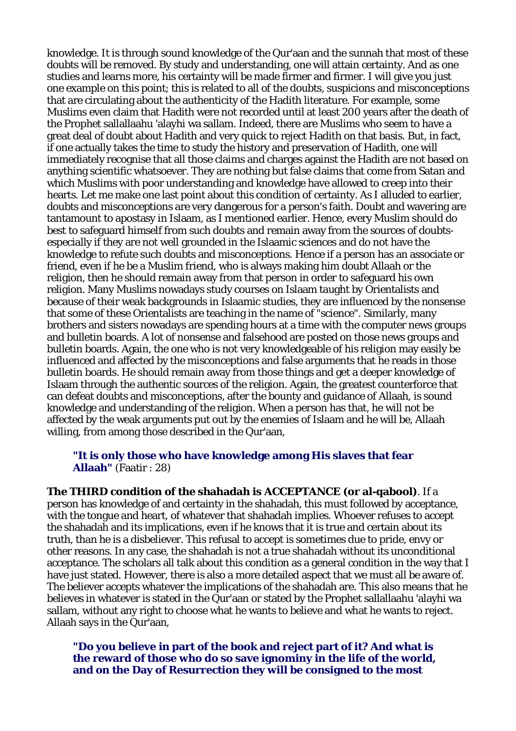knowledge. It is through sound knowledge of the Qur'aan and the sunnah that most of these doubts will be removed. By study and understanding, one will attain certainty. And as one studies and learns more, his certainty will be made firmer and firmer. I will give you just one example on this point; this is related to all of the doubts, suspicions and misconceptions that are circulating about the authenticity of the Hadith literature. For example, some Muslims even claim that Hadith were not recorded until at least 200 years after the death of the Prophet sallallaahu 'alayhi wa sallam. Indeed, there are Muslims who seem to have a great deal of doubt about Hadith and very quick to reject Hadith on that basis. But, in fact, if one actually takes the time to study the history and preservation of Hadith, one will immediately recognise that all those claims and charges against the Hadith are not based on anything scientific whatsoever. They are nothing but false claims that come from Satan and which Muslims with poor understanding and knowledge have allowed to creep into their hearts. Let me make one last point about this condition of certainty. As I alluded to earlier, doubts and misconceptions are very dangerous for a person's faith. Doubt and wavering are tantamount to apostasy in Islaam, as I mentioned earlier. Hence, every Muslim should do best to safeguard himself from such doubts and remain away from the sources of doubts- especially if they are not well grounded in the Islaamic sciences and do not have the knowledge to refute such doubts and misconceptions. Hence if a person has an associate or friend, even if he be a Muslim friend, who is always making him doubt Allaah or the religion, then he should remain away from that person in order to safeguard his own religion. Many Muslims nowadays study courses on Islaam taught by Orientalists and because of their weak backgrounds in Islaamic studies, they are influenced by the nonsense that some of these Orientalists are teaching in the name of "science". Similarly, many brothers and sisters nowadays are spending hours at a time with the computer news groups and bulletin boards. A lot of nonsense and falsehood are posted on those news groups and bulletin boards. Again, the one who is not very knowledgeable of his religion may easily be influenced and affected by the misconceptions and false arguments that he reads in those bulletin boards. He should remain away from those things and get a deeper knowledge of Islaam through the authentic sources of the religion. Again, the greatest counterforce that can defeat doubts and misconceptions, after the bounty and guidance of Allaah, is sound knowledge and understanding of the religion. When a person has that, he will not be affected by the weak arguments put out by the enemies of Islaam and he will be, Allaah willing, from among those described in the Qur'aan,

> **"It is only those who have knowledge among His slaves that fear Allaah"** (Faatir : 28)

**The THIRD condition of the shahadah is ACCEPTANCE (or al-qabool)**. If a person has knowledge of and certainty in the shahadah, this must followed by acceptance, with the tongue and heart, of whatever that shahadah implies. Whoever refuses to accept the shahadah and its implications, even if he knows that it is true and certain about its truth, than he is a disbeliever. This refusal to accept is sometimes due to pride, envy or other reasons. In any case, the shahadah is not a true shahadah without its unconditional acceptance. The scholars all talk about this condition as a general condition in the way that I have just stated. However, there is also a more detailed aspect that we must all be aware of. The believer accepts whatever the implications of the shahadah are. This also means that he believes in whatever is stated in the Qur'aan or stated by the Prophet sallallaahu 'alayhi wa sallam, without any right to choose what he wants to believe and what he wants to reject. Allaah says in the Qur'aan,

> **"Do you believe in part of the book and reject part of it? And what is the reward of those who do so save ignominy in the life of the world, and on the Day of Resurrection they will be consigned to the most**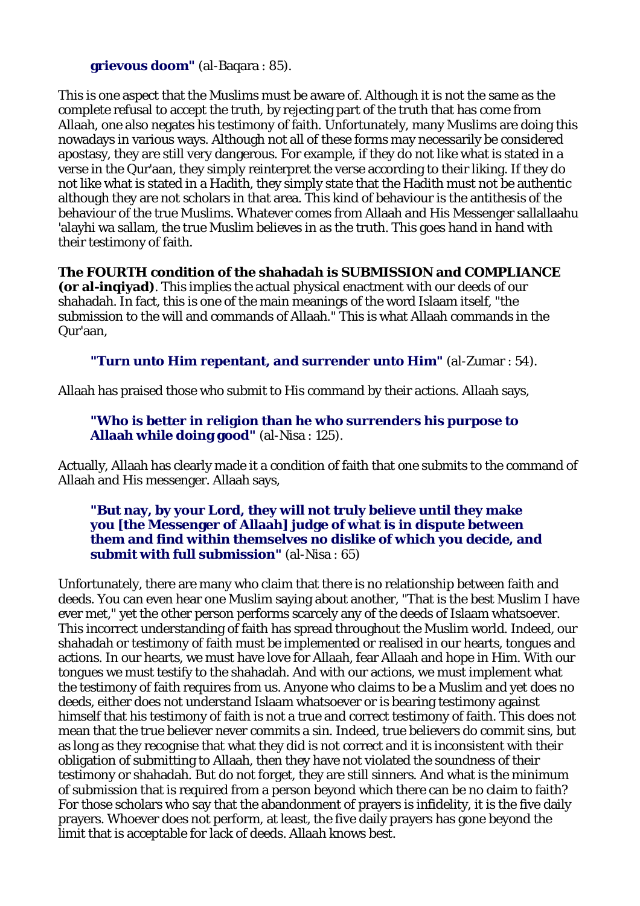**grievous doom"** (al-Baqara : 85).

This is one aspect that the Muslims must be aware of. Although it is not the same as the complete refusal to accept the truth, by rejecting part of the truth that has come from Allaah, one also negates his testimony of faith. Unfortunately, many Muslims are doing this nowadays in various ways. Although not all of these forms may necessarily be considered apostasy, they are still very dangerous. For example, if they do not like what is stated in a verse in the Qur'aan, they simply reinterpret the verse according to their liking. If they do not like what is stated in a Hadith, they simply state that the Hadith must not be authentic although they are not scholars in that area. This kind of behaviour is the antithesis of the behaviour of the true Muslims. Whatever comes from Allaah and His Messenger sallallaahu 'alayhi wa sallam, the true Muslim believes in as the truth. This goes hand in hand with their testimony of faith.

**The FOURTH condition of the shahadah is SUBMISSION and COMPLIANCE (or al-inqiyad)**. This implies the actual physical enactment with our deeds of our shahadah. In fact, this is one of the main meanings of the word Islaam itself, "the submission to the will and commands of Allaah." This is what Allaah commands in the Qur'aan,

> **"Turn unto Him repentant, and surrender unto Him"** (al-Zumar : 54).

Allaah has praised those who submit to His command by their actions. Allaah says,

> **"Who is better in religion than he who surrenders his purpose to Allaah while doing good"** (al-Nisa : 125).

Actually, Allaah has clearly made it a condition of faith that one submits to the command of Allaah and His messenger. Allaah says,

> **"But nay, by your Lord, they will not truly believe until they make you [the Messenger of Allaah] judge of what is in dispute between them and find within themselves no dislike of which you decide, and submit with full submission"** (al-Nisa : 65)

Unfortunately, there are many who claim that there is no relationship between faith and deeds. You can even hear one Muslim saying about another, "That is the best Muslim I have ever met," yet the other person performs scarcely any of the deeds of Islaam whatsoever. This incorrect understanding of faith has spread throughout the Muslim world. Indeed, our shahadah or testimony of faith must be implemented or realised in our hearts, tongues and actions. In our hearts, we must have love for Allaah, fear Allaah and hope in Him. With our tongues we must testify to the shahadah. And with our actions, we must implement what the testimony of faith requires from us. Anyone who claims to be a Muslim and yet does no deeds, either does not understand Islaam whatsoever or is bearing testimony against himself that his testimony of faith is not a true and correct testimony of faith. This does not mean that the true believer never commits a sin. Indeed, true believers do commit sins, but as long as they recognise that what they did is not correct and it is inconsistent with their obligation of submitting to Allaah, then they have not violated the soundness of their testimony or shahadah. But do not forget, they are still sinners. And what is the minimum of submission that is required from a person beyond which there can be no claim to faith? For those scholars who say that the abandonment of prayers is infidelity, it is the five daily prayers. Whoever does not perform, at least, the five daily prayers has gone beyond the limit that is acceptable for lack of deeds. Allaah knows best.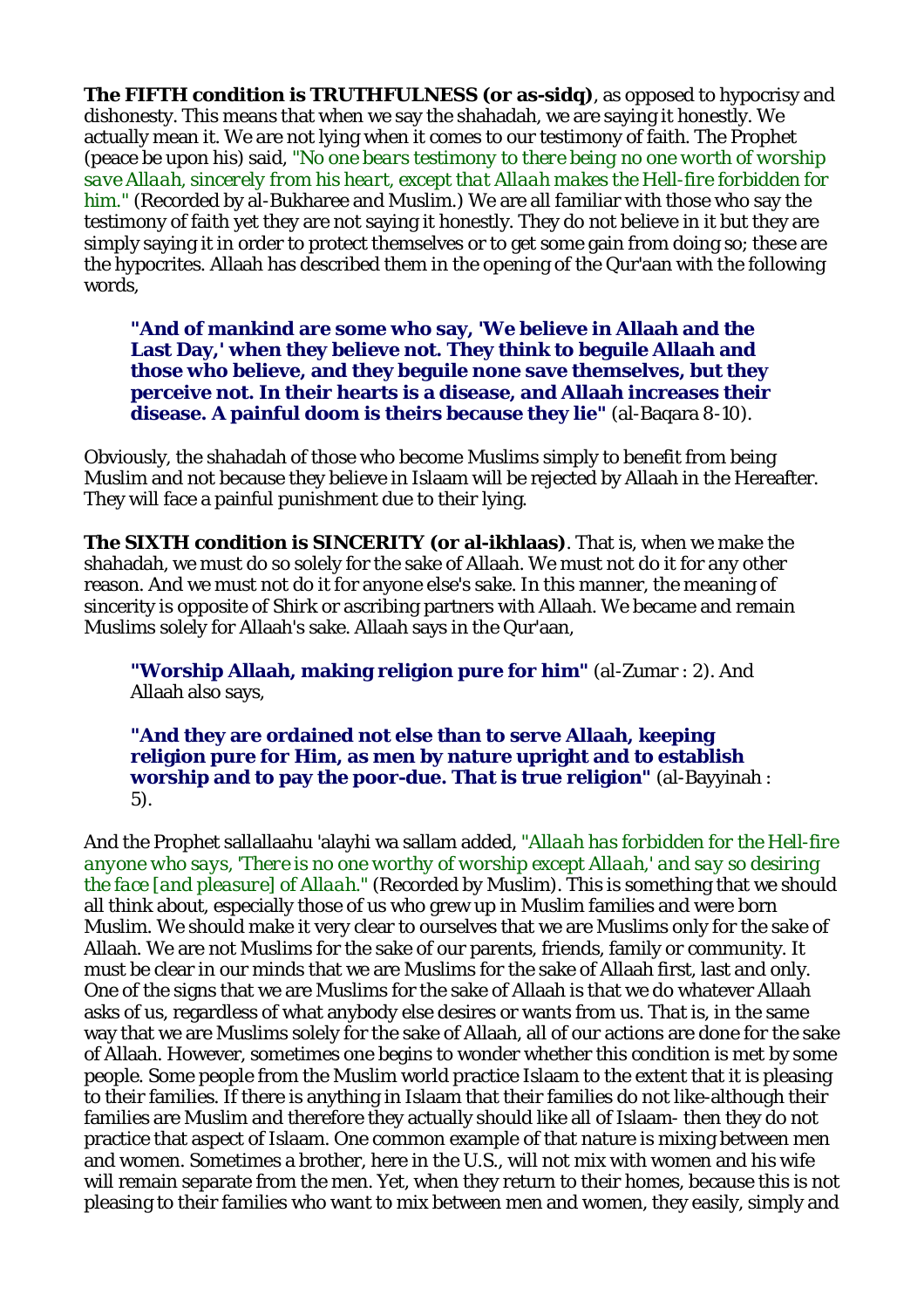**The FIFTH condition is TRUTHFULNESS (or as-sidq)**, as opposed to hypocrisy and dishonesty. This means that when we say the shahadah, we are saying it honestly. We actually mean it. We are not lying when it comes to our testimony of faith. The Prophet (peace be upon his) said, *"No one bears testimony to there being no one worth of worship save Allaah, sincerely from his heart, except that Allaah makes the Hell-fire forbidden for him."* (Recorded by al-Bukharee and Muslim.) We are all familiar with those who say the testimony of faith yet they are not saying it honestly. They do not believe in it but they are simply saying it in order to protect themselves or to get some gain from doing so; these are the hypocrites. Allaah has described them in the opening of the Qur'aan with the following words,

> **"And of mankind are some who say, 'We believe in Allaah and the Last Day,' when they believe not. They think to beguile Allaah and those who believe, and they beguile none save themselves, but they perceive not. In their hearts is a disease, and Allaah increases their disease. A painful doom is theirs because they lie"** (al-Baqara 8-10).

Obviously, the shahadah of those who become Muslims simply to benefit from being Muslim and not because they believe in Islaam will be rejected by Allaah in the Hereafter. They will face a painful punishment due to their lying.

**The SIXTH condition is SINCERITY (or al-ikhlaas)**. That is, when we make the shahadah, we must do so solely for the sake of Allaah. We must not do it for any other reason. And we must not do it for anyone else's sake. In this manner, the meaning of sincerity is opposite of Shirk or ascribing partners with Allaah. We became and remain Muslims solely for Allaah's sake. Allaah says in the Qur'aan,

> **"Worship Allaah, making religion pure for him"** (al-Zumar : 2). And Allaah also says,
>
> **"And they are ordained not else than to serve Allaah, keeping religion pure for Him, as men by nature upright and to establish worship and to pay the poor-due. That is true religion"** (al-Bayyinah : 5).

And the Prophet sallallaahu 'alayhi wa sallam added, *"Allaah has forbidden for the Hell-fire anyone who says, 'There is no one worthy of worship except Allaah,' and say so desiring the face [and pleasure] of Allaah."* (Recorded by Muslim). This is something that we should all think about, especially those of us who grew up in Muslim families and were born Muslim. We should make it very clear to ourselves that we are Muslims only for the sake of Allaah. We are not Muslims for the sake of our parents, friends, family or community. It must be clear in our minds that we are Muslims for the sake of Allaah first, last and only. One of the signs that we are Muslims for the sake of Allaah is that we do whatever Allaah asks of us, regardless of what anybody else desires or wants from us. That is, in the same way that we are Muslims solely for the sake of Allaah, all of our actions are done for the sake of Allaah. However, sometimes one begins to wonder whether this condition is met by some people. Some people from the Muslim world practice Islaam to the extent that it is pleasing to their families. If there is anything in Islaam that their families do not like-although their families are Muslim and therefore they actually should like all of Islaam- then they do not practice that aspect of Islaam. One common example of that nature is mixing between men and women. Sometimes a brother, here in the U.S., will not mix with women and his wife will remain separate from the men. Yet, when they return to their homes, because this is not pleasing to their families who want to mix between men and women, they easily, simply and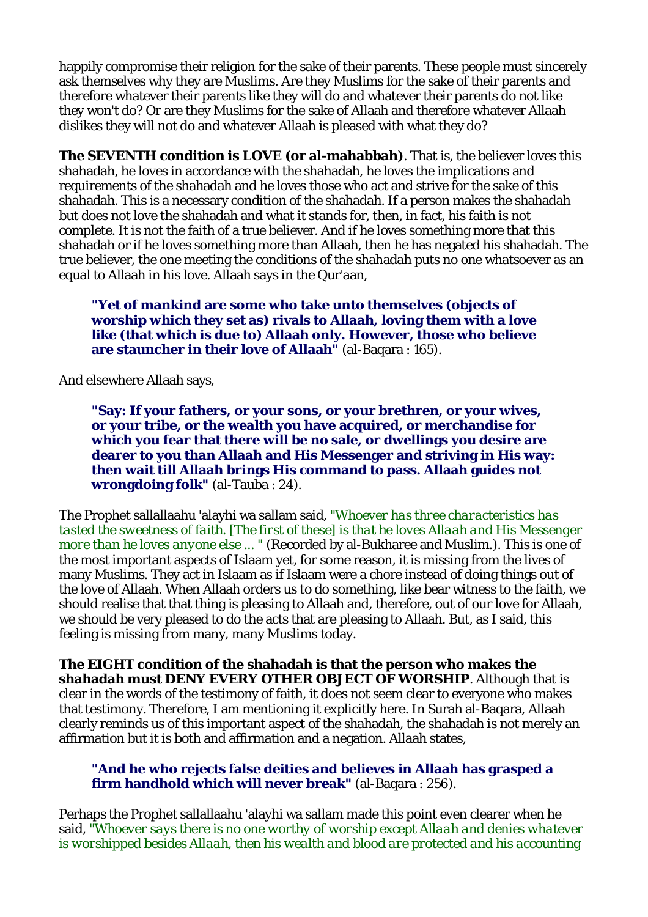happily compromise their religion for the sake of their parents. These people must sincerely ask themselves why they are Muslims. Are they Muslims for the sake of their parents and therefore whatever their parents like they will do and whatever their parents do not like they won't do? Or are they Muslims for the sake of Allaah and therefore whatever Allaah dislikes they will not do and whatever Allaah is pleased with what they do?

**The SEVENTH condition is LOVE (or al-mahabbah)**. That is, the believer loves this shahadah, he loves in accordance with the shahadah, he loves the implications and requirements of the shahadah and he loves those who act and strive for the sake of this shahadah. This is a necessary condition of the shahadah. If a person makes the shahadah but does not love the shahadah and what it stands for, then, in fact, his faith is not complete. It is not the faith of a true believer. And if he loves something more that this shahadah or if he loves something more than Allaah, then he has negated his shahadah. The true believer, the one meeting the conditions of the shahadah puts no one whatsoever as an equal to Allaah in his love. Allaah says in the Qur'aan,

> **"Yet of mankind are some who take unto themselves (objects of worship which they set as) rivals to Allaah, loving them with a love like (that which is due to) Allaah only. However, those who believe are staunchier in their love of Allaah"** (al-Baqara : 165).

And elsewhere Allaah says,

> **"Say: If your fathers, or your sons, or your brethren, or your wives, or your tribe, or the wealth you have acquired, or merchandise for which you fear that there will be no sale, or dwellings you desire are dearer to you than Allaah and His Messenger and striving in His way: then wait till Allaah brings His command to pass. Allaah guides not wrongdoing folk"** (al-Tauba : 24).

The Prophet sallallaahu 'alayhi wa sallam said, *"Whoever has three characteristics has tasted the sweetness of faith. [The first of these] is that he loves Allaah and His Messenger more than he loves anyone else ... "* (Recorded by al-Bukharee and Muslim.). This is one of the most important aspects of Islaam yet, for some reason, it is missing from the lives of many Muslims. They act in Islaam as if Islaam were a chore instead of doing things out of the love of Allaah. When Allaah orders us to do something, like bear witness to the faith, we should realise that that thing is pleasing to Allaah and, therefore, out of our love for Allaah, we should be very pleased to do the acts that are pleasing to Allaah. But, as I said, this feeling is missing from many, many Muslims today.

**The EIGHT condition of the shahadah is that the person who makes the shahadah must DENY EVERY OTHER OBJECT OF WORSHIP**. Although that is clear in the words of the testimony of faith, it does not seem clear to everyone who makes that testimony. Therefore, I am mentioning it explicitly here. In Surah al-Baqara, Allaah clearly reminds us of this important aspect of the shahadah, the shahadah is not merely an affirmation but it is both and affirmation and a negation. Allaah states,

> **"And he who rejects false deities and believes in Allaah has grasped a firm handhold which will never break"** (al-Baqara : 256).

Perhaps the Prophet sallallaahu 'alayhi wa sallam made this point even clearer when he said, *"Whoever says there is no one worthy of worship except Allaah and denies whatever is worshipped besides Allaah, then his wealth and blood are protected and his accounting*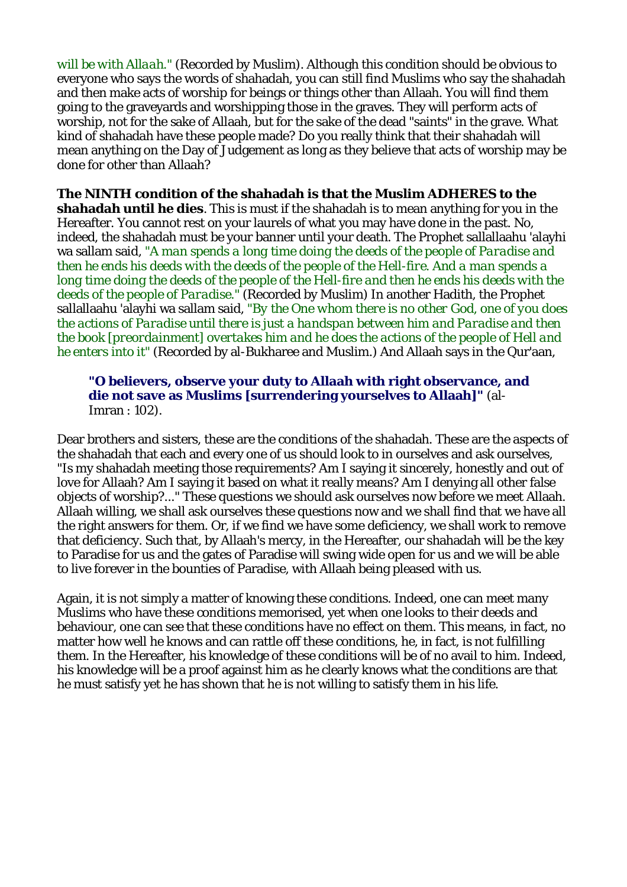*will be with Allaah."* (Recorded by Muslim). Although this condition should be obvious to everyone who says the words of shahadah, you can still find Muslims who say the shahadah and then make acts of worship for beings or things other than Allaah. You will find them going to the graveyards and worshipping those in the graves. They will perform acts of worship, not for the sake of Allaah, but for the sake of the dead "saints" in the grave. What kind of shahadah have these people made? Do you really think that their shahadah will mean anything on the Day of Judgement as long as they believe that acts of worship may be done for other than Allaah?

**The NINTH condition of the shahadah is that the Muslim ADHERES to the shahadah until he dies**. This is must if the shahadah is to mean anything for you in the Hereafter. You cannot rest on your laurels of what you may have done in the past. No, indeed, the shahadah must be your banner until your death. The Prophet sallallaahu 'alayhi wa sallam said, *"A man spends a long time doing the deeds of the people of Paradise and then he ends his deeds with the deeds of the people of the Hell-fire. And a man spends a long time doing the deeds of the people of the Hell-fire and then he ends his deeds with the deeds of the people of Paradise."* (Recorded by Muslim) In another Hadith, the Prophet sallallaahu 'alayhi wa sallam said, *"By the One whom there is no other God, one of you does the actions of Paradise until there is just a handspan between him and Paradise and then the book [preordainment] overtakes him and he does the actions of the people of Hell and he enters into it"* (Recorded by al-Bukharee and Muslim.) And Allaah says in the Qur'aan,

> **"O believers, observe your duty to Allaah with right observance, and die not save as Muslims [surrendering yourselves to Allaah]"** (al-Imran : 102).

Dear brothers and sisters, these are the conditions of the shahadah. These are the aspects of the shahadah that each and every one of us should look to in ourselves and ask ourselves, "Is my shahadah meeting those requirements? Am I saying it sincerely, honestly and out of love for Allaah? Am I saying it based on what it really means? Am I denying all other false objects of worship?..." These questions we should ask ourselves now before we meet Allaah. Allaah willing, we shall ask ourselves these questions now and we shall find that we have all the right answers for them. Or, if we find we have some deficiency, we shall work to remove that deficiency. Such that, by Allaah's mercy, in the Hereafter, our shahadah will be the key to Paradise for us and the gates of Paradise will swing wide open for us and we will be able to live forever in the bounties of Paradise, with Allaah being pleased with us.

Again, it is not simply a matter of knowing these conditions. Indeed, one can meet many Muslims who have these conditions memorised, yet when one looks to their deeds and behaviour, one can see that these conditions have no effect on them. This means, in fact, no matter how well he knows and can rattle off these conditions, he, in fact, is not fulfilling them. In the Hereafter, his knowledge of these conditions will be of no avail to him. Indeed, his knowledge will be a proof against him as he clearly knows what the conditions are that he must satisfy yet he has shown that he is not willing to satisfy them in his life.